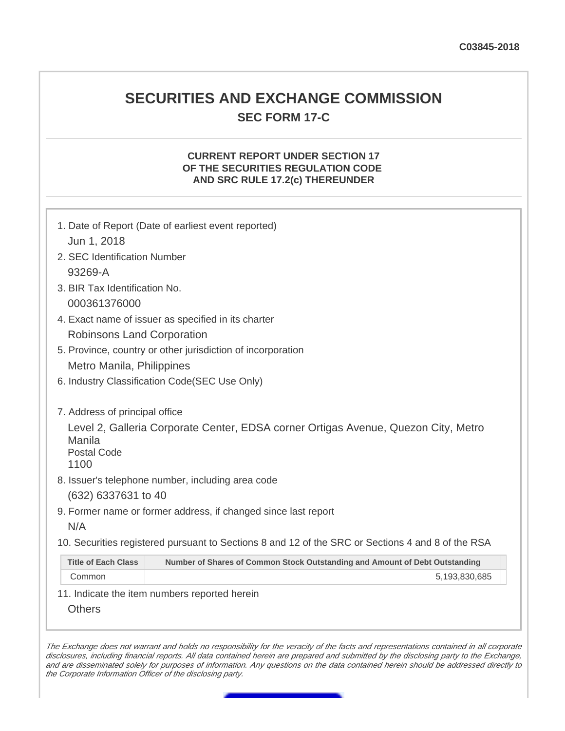C03845-2018

# SECURITIES AND EXCHANGE COMMISSION

## SEC FORM 17-C

### CURRENT REPORT UNDER SECTION 17 OF THE SECURITIES REGULATION CODE AND SRC RULE 17.2(c) THEREUNDER

1. Date of Report (Date of earliest event reported)
   Jun 1, 2018
2. SEC Identification Number
   93269-A
3. BIR Tax Identification No.
   000361376000
4. Exact name of issuer as specified in its charter
   Robinsons Land Corporation
5. Province, country or other jurisdiction of incorporation
   Metro Manila, Philippines
6. Industry Classification Code(SEC Use Only)

7. Address of principal office
   Level 2, Galleria Corporate Center, EDSA corner Ortigas Avenue, Quezon City, Metro Manila
   Postal Code
   1100
8. Issuer's telephone number, including area code
   (632) 6337631 to 40
9. Former name or former address, if changed since last report
   N/A
10. Securities registered pursuant to Sections 8 and 12 of the SRC or Sections 4 and 8 of the RSA

| Title of Each Class | Number of Shares of Common Stock Outstanding and Amount of Debt Outstanding |
|---|---|
| Common | 5,193,830,685 |

11. Indicate the item numbers reported herein
    Others

*The Exchange does not warrant and holds no responsibility for the veracity of the facts and representations contained in all corporate disclosures, including financial reports. All data contained herein are prepared and submitted by the disclosing party to the Exchange, and are disseminated solely for purposes of information. Any questions on the data contained herein should be addressed directly to the Corporate Information Officer of the disclosing party.*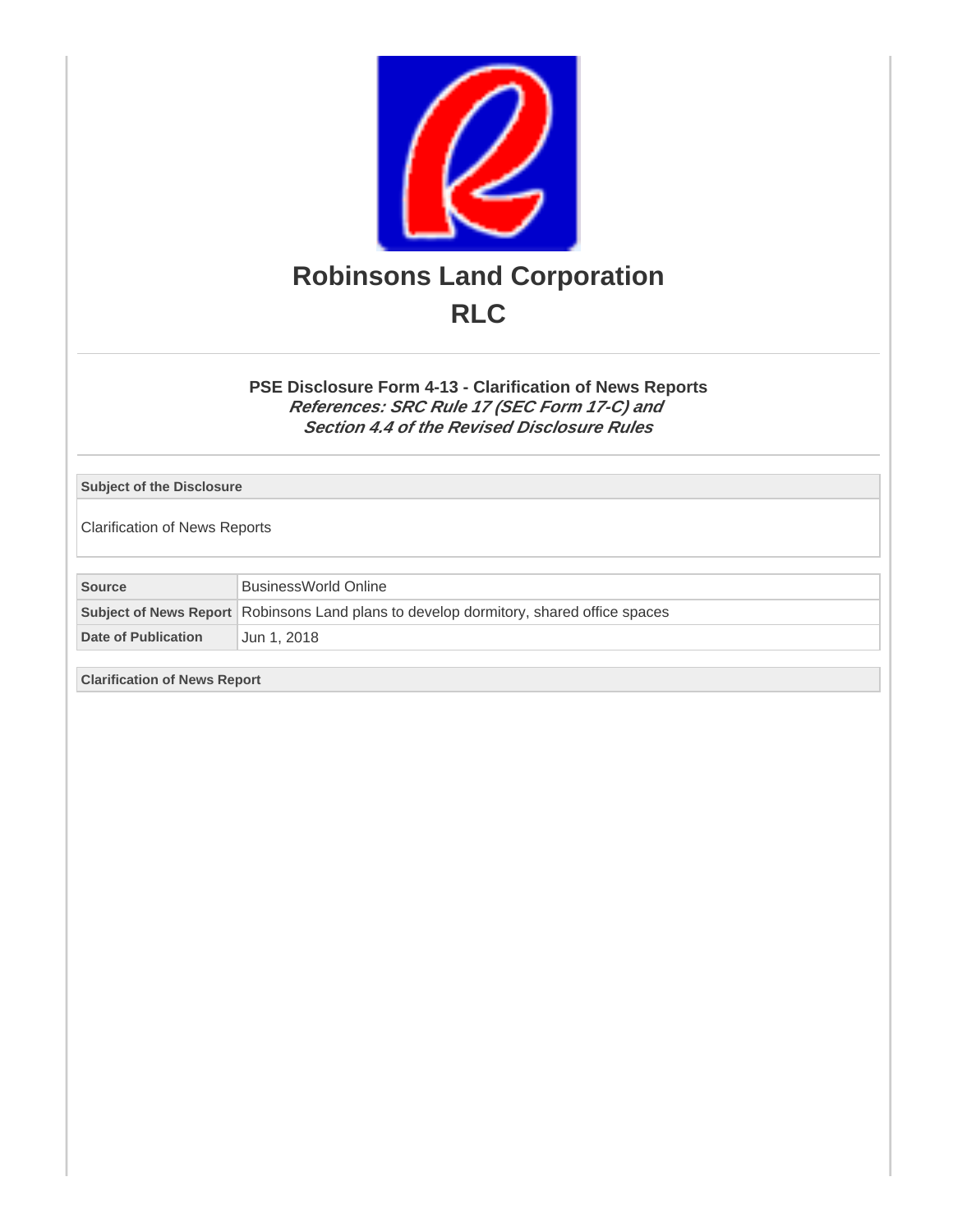# Robinsons Land Corporation

# RLC

## PSE Disclosure Form 4-13 - Clarification of News Reports

***References: SRC Rule 17 (SEC Form 17-C) and Section 4.4 of the Revised Disclosure Rules***

| Subject of the Disclosure |
| --- |
| Clarification of News Reports |

| Source | BusinessWorld Online |
| --- | --- |
| Subject of News Report | Robinsons Land plans to develop dormitory, shared office spaces |
| Date of Publication | Jun 1, 2018 |

| Clarification of News Report |
| --- |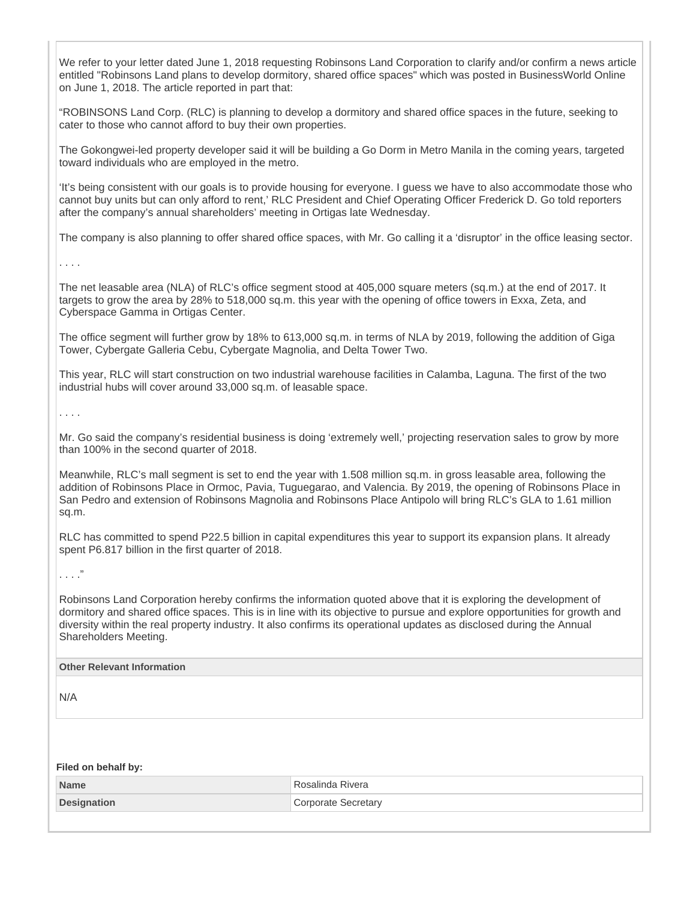We refer to your letter dated June 1, 2018 requesting Robinsons Land Corporation to clarify and/or confirm a news article entitled "Robinsons Land plans to develop dormitory, shared office spaces" which was posted in BusinessWorld Online on June 1, 2018. The article reported in part that:

“ROBINSONS Land Corp. (RLC) is planning to develop a dormitory and shared office spaces in the future, seeking to cater to those who cannot afford to buy their own properties.

The Gokongwei-led property developer said it will be building a Go Dorm in Metro Manila in the coming years, targeted toward individuals who are employed in the metro.

‘It’s being consistent with our goals is to provide housing for everyone. I guess we have to also accommodate those who cannot buy units but can only afford to rent,’ RLC President and Chief Operating Officer Frederick D. Go told reporters after the company’s annual shareholders’ meeting in Ortigas late Wednesday.

The company is also planning to offer shared office spaces, with Mr. Go calling it a ‘disruptor’ in the office leasing sector.

. . . .

The net leasable area (NLA) of RLC’s office segment stood at 405,000 square meters (sq.m.) at the end of 2017. It targets to grow the area by 28% to 518,000 sq.m. this year with the opening of office towers in Exxa, Zeta, and Cyberspace Gamma in Ortigas Center.

The office segment will further grow by 18% to 613,000 sq.m. in terms of NLA by 2019, following the addition of Giga Tower, Cybergate Galleria Cebu, Cybergate Magnolia, and Delta Tower Two.

This year, RLC will start construction on two industrial warehouse facilities in Calamba, Laguna. The first of the two industrial hubs will cover around 33,000 sq.m. of leasable space.

. . . .

Mr. Go said the company’s residential business is doing ‘extremely well,’ projecting reservation sales to grow by more than 100% in the second quarter of 2018.

Meanwhile, RLC’s mall segment is set to end the year with 1.508 million sq.m. in gross leasable area, following the addition of Robinsons Place in Ormoc, Pavia, Tuguegarao, and Valencia. By 2019, the opening of Robinsons Place in San Pedro and extension of Robinsons Magnolia and Robinsons Place Antipolo will bring RLC’s GLA to 1.61 million sq.m.

RLC has committed to spend P22.5 billion in capital expenditures this year to support its expansion plans. It already spent P6.817 billion in the first quarter of 2018.

. . . .”

Robinsons Land Corporation hereby confirms the information quoted above that it is exploring the development of dormitory and shared office spaces. This is in line with its objective to pursue and explore opportunities for growth and diversity within the real property industry. It also confirms its operational updates as disclosed during the Annual Shareholders Meeting.

**Other Relevant Information**

N/A

**Filed on behalf by:**

| | |
|---|---|
| **Name** | Rosalinda Rivera |
| **Designation** | Corporate Secretary |